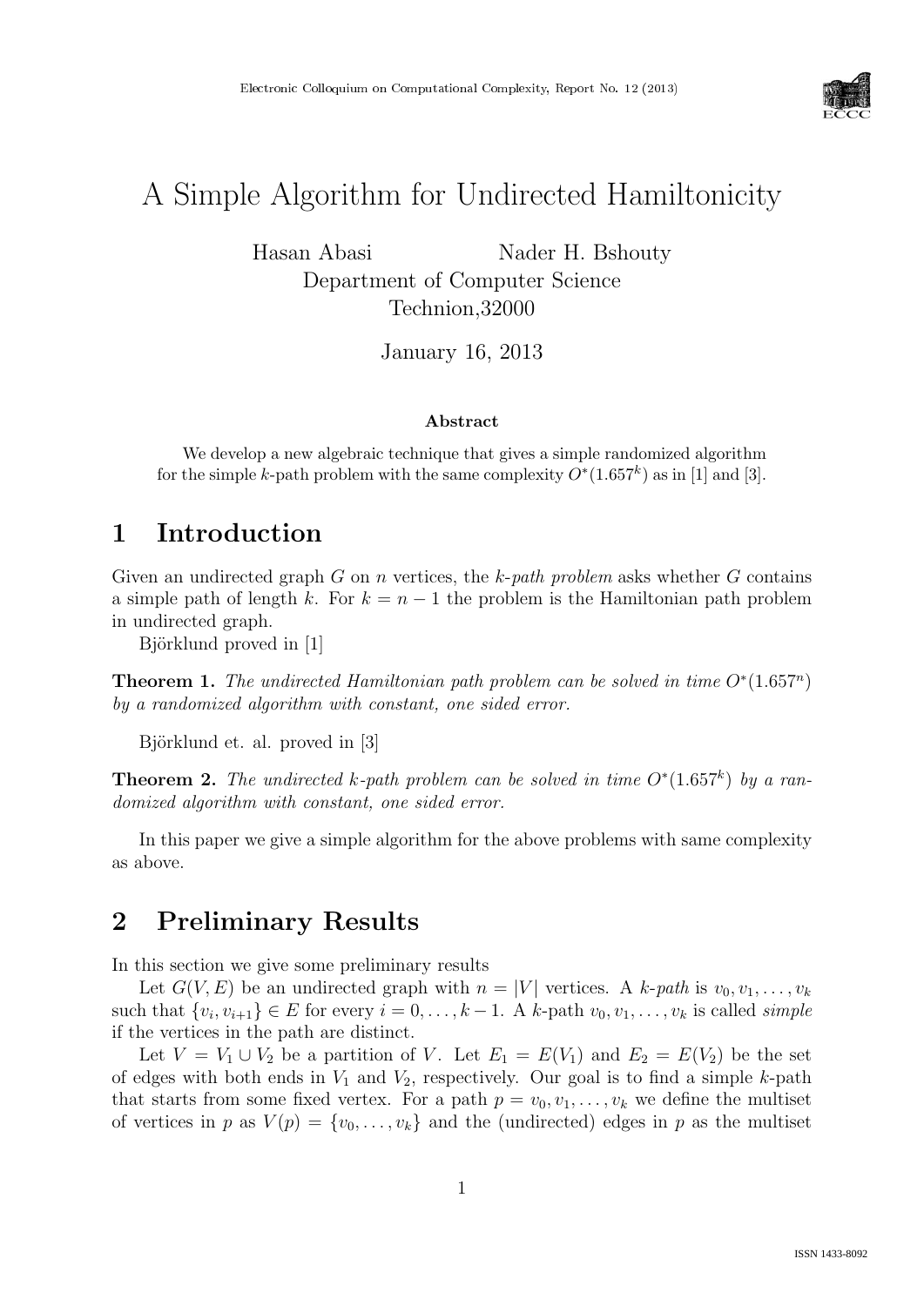# A Simple Algorithm for Undirected Hamiltonicity

Hasan Abasi  Nader H. Bshouty  
Department of Computer Science  
Technion,32000

January 16, 2013

**Abstract**

We develop a new algebraic technique that gives a simple randomized algorithm for the simple $k$-path problem with the same complexity $O^*(1.657^k)$ as in [1] and [3].

## 1 Introduction

Given an undirected graph $G$ on $n$ vertices, the *k-path problem* asks whether $G$ contains a simple path of length $k$. For $k = n - 1$ the problem is the Hamiltonian path problem in undirected graph.

Björklund proved in [1]

**Theorem 1.** *The undirected Hamiltonian path problem can be solved in time $O^*(1.657^n)$ by a randomized algorithm with constant, one sided error.*

Björklund et. al. proved in [3]

**Theorem 2.** *The undirected $k$-path problem can be solved in time $O^*(1.657^k)$ by a randomized algorithm with constant, one sided error.*

In this paper we give a simple algorithm for the above problems with same complexity as above.

## 2 Preliminary Results

In this section we give some preliminary results

Let $G(V, E)$ be an undirected graph with $n = |V|$ vertices. A *k-path* is $v_0, v_1, \ldots, v_k$ such that $\{v_i, v_{i+1}\} \in E$ for every $i = 0, \ldots, k-1$. A $k$-path $v_0, v_1, \ldots, v_k$ is called *simple* if the vertices in the path are distinct.

Let $V = V_1 \cup V_2$ be a partition of $V$. Let $E_1 = E(V_1)$ and $E_2 = E(V_2)$ be the set of edges with both ends in $V_1$ and $V_2$, respectively. Our goal is to find a simple $k$-path that starts from some fixed vertex. For a path $p = v_0, v_1, \ldots, v_k$ we define the multiset of vertices in $p$ as $V(p) = \{v_0, \ldots, v_k\}$ and the (undirected) edges in $p$ as the multiset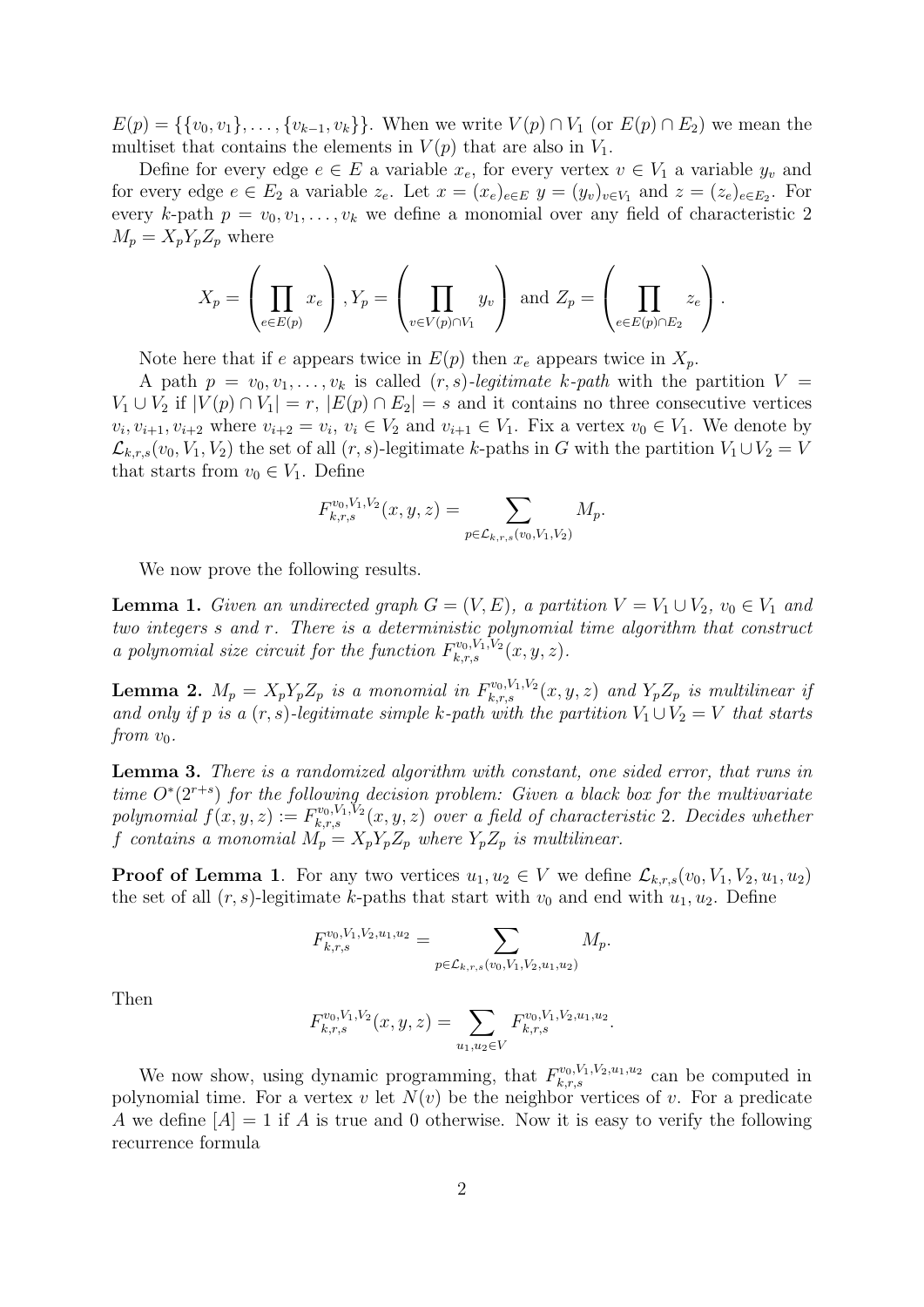$E(p) = \{\{v_0, v_1\}, \ldots, \{v_{k-1}, v_k\}\}$. When we write $V(p) \cap V_1$ (or $E(p) \cap E_2$) we mean the multiset that contains the elements in $V(p)$ that are also in $V_1$.

Define for every edge $e \in E$ a variable $x_e$, for every vertex $v \in V_1$ a variable $y_v$ and for every edge $e \in E_2$ a variable $z_e$. Let $x = (x_e)_{e \in E}$ $y = (y_v)_{v \in V_1}$ and $z = (z_e)_{e \in E_2}$. For every $k$-path $p = v_0, v_1, \ldots, v_k$ we define a monomial over any field of characteristic 2 $M_p = X_p Y_p Z_p$ where

$$X_p = \left( \prod_{e \in E(p)} x_e \right), Y_p = \left( \prod_{v \in V(p) \cap V_1} y_v \right) \text{ and } Z_p = \left( \prod_{e \in E(p) \cap E_2} z_e \right).$$

Note here that if $e$ appears twice in $E(p)$ then $x_e$ appears twice in $X_p$.

A path $p = v_0, v_1, \ldots, v_k$ is called $(r,s)$-*legitimate $k$-path* with the partition $V = V_1 \cup V_2$ if $|V(p) \cap V_1| = r$, $|E(p) \cap E_2| = s$ and it contains no three consecutive vertices $v_i, v_{i+1}, v_{i+2}$ where $v_{i+2} = v_i$, $v_i \in V_2$ and $v_{i+1} \in V_1$. Fix a vertex $v_0 \in V_1$. We denote by $\mathcal{L}_{k,r,s}(v_0, V_1, V_2)$ the set of all $(r,s)$-legitimate $k$-paths in $G$ with the partition $V_1 \cup V_2 = V$ that starts from $v_0 \in V_1$. Define

$$F_{k,r,s}^{v_0,V_1,V_2}(x,y,z) = \sum_{p \in \mathcal{L}_{k,r,s}(v_0,V_1,V_2)} M_p.$$

We now prove the following results.

**Lemma 1.** *Given an undirected graph $G = (V,E)$, a partition $V = V_1 \cup V_2$, $v_0 \in V_1$ and two integers $s$ and $r$. There is a deterministic polynomial time algorithm that construct a polynomial size circuit for the function $F_{k,r,s}^{v_0,V_1,V_2}(x,y,z)$.*

**Lemma 2.** *$M_p = X_p Y_p Z_p$ is a monomial in $F_{k,r,s}^{v_0,V_1,V_2}(x,y,z)$ and $Y_p Z_p$ is multilinear if and only if $p$ is a $(r,s)$-legitimate simple $k$-path with the partition $V_1 \cup V_2 = V$ that starts from $v_0$.*

**Lemma 3.** *There is a randomized algorithm with constant, one sided error, that runs in time $O^*(2^{r+s})$ for the following decision problem: Given a black box for the multivariate polynomial $f(x,y,z) := F_{k,r,s}^{v_0,V_1,V_2}(x,y,z)$ over a field of characteristic 2. Decides whether $f$ contains a monomial $M_p = X_p Y_p Z_p$ where $Y_p Z_p$ is multilinear.*

**Proof of Lemma 1**. For any two vertices $u_1, u_2 \in V$ we define $\mathcal{L}_{k,r,s}(v_0, V_1, V_2, u_1, u_2)$ the set of all $(r,s)$-legitimate $k$-paths that start with $v_0$ and end with $u_1, u_2$. Define

$$F_{k,r,s}^{v_0,V_1,V_2,u_1,u_2} = \sum_{p \in \mathcal{L}_{k,r,s}(v_0,V_1,V_2,u_1,u_2)} M_p.$$

Then

$$F_{k,r,s}^{v_0,V_1,V_2}(x,y,z) = \sum_{u_1,u_2 \in V} F_{k,r,s}^{v_0,V_1,V_2,u_1,u_2}.$$

We now show, using dynamic programming, that $F_{k,r,s}^{v_0,V_1,V_2,u_1,u_2}$ can be computed in polynomial time. For a vertex $v$ let $N(v)$ be the neighbor vertices of $v$. For a predicate $A$ we define $[A] = 1$ if $A$ is true and 0 otherwise. Now it is easy to verify the following recurrence formula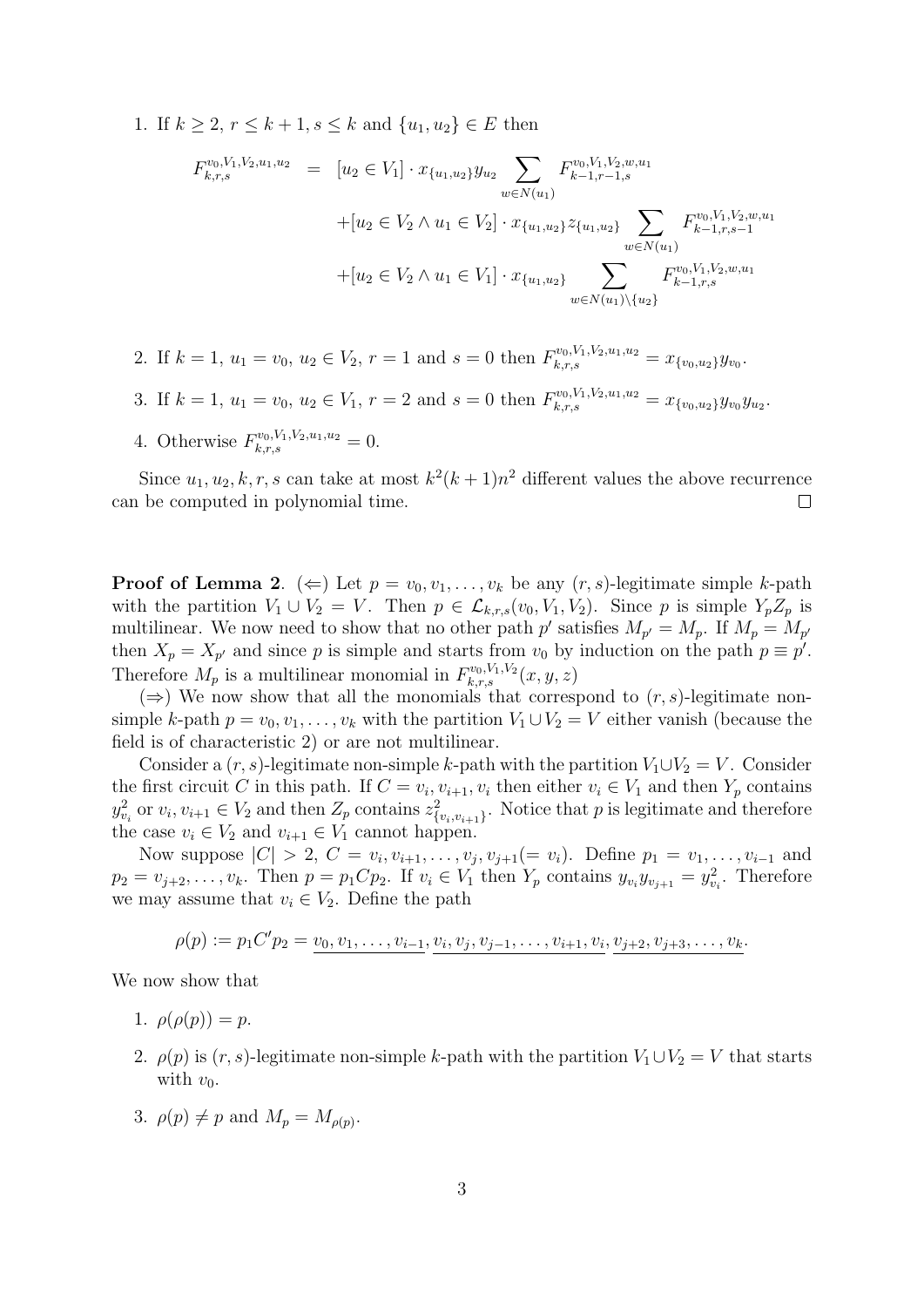1. If $k \ge 2$, $r \le k+1$, $s \le k$ and $\{u_1, u_2\} \in E$ then

$$\begin{aligned}
F_{k,r,s}^{v_0,V_1,V_2,u_1,u_2} &= [u_2 \in V_1] \cdot x_{\{u_1,u_2\}} y_{u_2} \sum_{w \in N(u_1)} F_{k-1,r-1,s}^{v_0,V_1,V_2,w,u_1} \\
&\quad + [u_2 \in V_2 \wedge u_1 \in V_2] \cdot x_{\{u_1,u_2\}} z_{\{u_1,u_2\}} \sum_{w \in N(u_1)} F_{k-1,r,s-1}^{v_0,V_1,V_2,w,u_1} \\
&\quad + [u_2 \in V_2 \wedge u_1 \in V_1] \cdot x_{\{u_1,u_2\}} \sum_{w \in N(u_1) \backslash \{u_2\}} F_{k-1,r,s}^{v_0,V_1,V_2,w,u_1}
\end{aligned}$$

2. If $k = 1$, $u_1 = v_0$, $u_2 \in V_2$, $r = 1$ and $s = 0$ then $F_{k,r,s}^{v_0,V_1,V_2,u_1,u_2} = x_{\{v_0,u_2\}} y_{v_0}$.

3. If $k = 1$, $u_1 = v_0$, $u_2 \in V_1$, $r = 2$ and $s = 0$ then $F_{k,r,s}^{v_0,V_1,V_2,u_1,u_2} = x_{\{v_0,u_2\}} y_{v_0} y_{u_2}$.

4. Otherwise $F_{k,r,s}^{v_0,V_1,V_2,u_1,u_2} = 0$.

Since $u_1, u_2, k, r, s$ can take at most $k^2(k+1)n^2$ different values the above recurrence can be computed in polynomial time. $\square$

**Proof of Lemma 2**. ($\Leftarrow$) Let $p = v_0, v_1, \ldots, v_k$ be any $(r,s)$-legitimate simple $k$-path with the partition $V_1 \cup V_2 = V$. Then $p \in \mathcal{L}_{k,r,s}(v_0, V_1, V_2)$. Since $p$ is simple $Y_p Z_p$ is multilinear. We now need to show that no other path $p'$ satisfies $M_{p'} = M_p$. If $M_p = M_{p'}$ then $X_p = X_{p'}$ and since $p$ is simple and starts from $v_0$ by induction on the path $p \equiv p'$. Therefore $M_p$ is a multilinear monomial in $F_{k,r,s}^{v_0,V_1,V_2}(x,y,z)$

($\Rightarrow$) We now show that all the monomials that correspond to $(r,s)$-legitimate non-simple $k$-path $p = v_0, v_1, \ldots, v_k$ with the partition $V_1 \cup V_2 = V$ either vanish (because the field is of characteristic 2) or are not multilinear.

Consider a $(r,s)$-legitimate non-simple $k$-path with the partition $V_1 \cup V_2 = V$. Consider the first circuit $C$ in this path. If $C = v_i, v_{i+1}, v_i$ then either $v_i \in V_1$ and then $Y_p$ contains $y_{v_i}^2$ or $v_i, v_{i+1} \in V_2$ and then $Z_p$ contains $z_{\{v_i,v_{i+1}\}}^2$. Notice that $p$ is legitimate and therefore the case $v_i \in V_2$ and $v_{i+1} \in V_1$ cannot happen.

Now suppose $|C| > 2$, $C = v_i, v_{i+1}, \ldots, v_j, v_{j+1} (= v_i)$. Define $p_1 = v_1, \ldots, v_{i-1}$ and $p_2 = v_{j+2}, \ldots, v_k$. Then $p = p_1 C p_2$. If $v_i \in V_1$ then $Y_p$ contains $y_{v_i} y_{v_{j+1}} = y_{v_i}^2$. Therefore we may assume that $v_i \in V_2$. Define the path

$$\rho(p) := p_1 C' p_2 = \underline{v_0, v_1, \ldots, v_{i-1}}, \underline{v_i, v_j, v_{j-1}, \ldots, v_{i+1}, v_i}, \underline{v_{j+2}, v_{j+3}, \ldots, v_k}.$$

We now show that

1. $\rho(\rho(p)) = p$.
2. $\rho(p)$ is $(r,s)$-legitimate non-simple $k$-path with the partition $V_1 \cup V_2 = V$ that starts with $v_0$.
3. $\rho(p) \neq p$ and $M_p = M_{\rho(p)}$.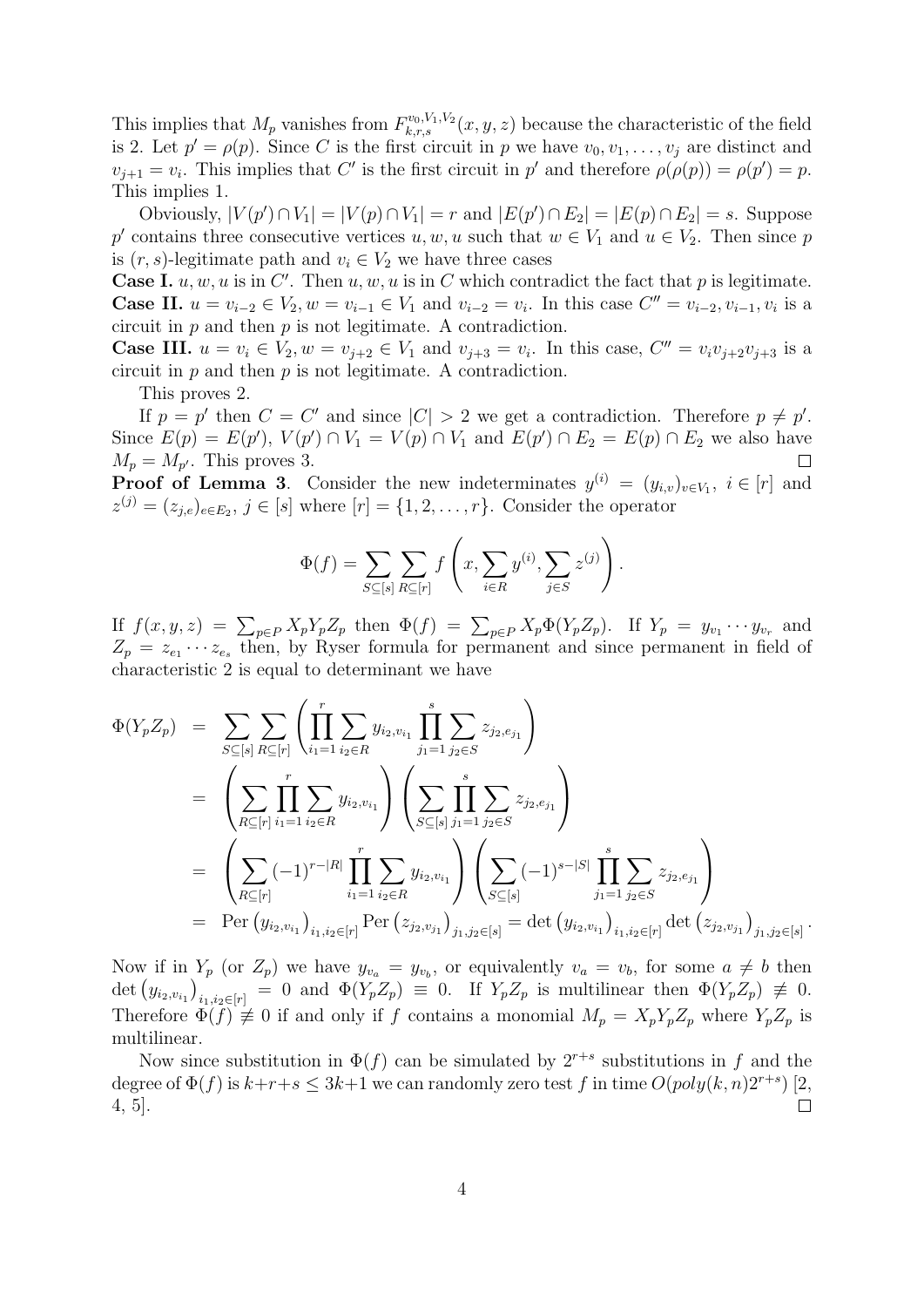This implies that $M_p$ vanishes from $F_{k,r,s}^{v_0,V_1,V_2}(x,y,z)$ because the characteristic of the field is 2. Let $p' = \rho(p)$. Since $C$ is the first circuit in $p$ we have $v_0, v_1, \ldots, v_j$ are distinct and $v_{j+1} = v_i$. This implies that $C'$ is the first circuit in $p'$ and therefore $\rho(\rho(p)) = \rho(p') = p$. This implies 1.

Obviously, $|V(p') \cap V_1| = |V(p) \cap V_1| = r$ and $|E(p') \cap E_2| = |E(p) \cap E_2| = s$. Suppose $p'$ contains three consecutive vertices $u, w, u$ such that $w \in V_1$ and $u \in V_2$. Then since $p$ is $(r,s)$-legitimate path and $v_i \in V_2$ we have three cases

**Case I.** $u, w, u$ is in $C'$. Then $u, w, u$ is in $C$ which contradict the fact that $p$ is legitimate.
**Case II.** $u = v_{i-2} \in V_2, w = v_{i-1} \in V_1$ and $v_{i-2} = v_i$. In this case $C'' = v_{i-2}, v_{i-1}, v_i$ is a circuit in $p$ and then $p$ is not legitimate. A contradiction.
**Case III.** $u = v_i \in V_2, w = v_{j+2} \in V_1$ and $v_{j+3} = v_i$. In this case, $C'' = v_i v_{j+2} v_{j+3}$ is a circuit in $p$ and then $p$ is not legitimate. A contradiction.

This proves 2.

If $p = p'$ then $C = C'$ and since $|C| > 2$ we get a contradiction. Therefore $p \neq p'$. Since $E(p) = E(p')$, $V(p') \cap V_1 = V(p) \cap V_1$ and $E(p') \cap E_2 = E(p) \cap E_2$ we also have $M_p = M_{p'}$. This proves 3. $\square$

**Proof of Lemma 3**. Consider the new indeterminates $y^{(i)} = (y_{i,v})_{v \in V_1}$, $i \in [r]$ and $z^{(j)} = (z_{j,e})_{e \in E_2}$, $j \in [s]$ where $[r] = \{1, 2, \ldots, r\}$. Consider the operator

$$\Phi(f) = \sum_{S \subseteq [s]} \sum_{R \subseteq [r]} f\left(x, \sum_{i \in R} y^{(i)}, \sum_{j \in S} z^{(j)}\right).$$

If $f(x,y,z) = \sum_{p \in P} X_p Y_p Z_p$ then $\Phi(f) = \sum_{p \in P} X_p \Phi(Y_p Z_p)$. If $Y_p = y_{v_1} \cdots y_{v_r}$ and $Z_p = z_{e_1} \cdots z_{e_s}$ then, by Ryser formula for permanent and since permanent in field of characteristic 2 is equal to determinant we have

$$\begin{aligned}
\Phi(Y_p Z_p) &= \sum_{S \subseteq [s]} \sum_{R \subseteq [r]} \left( \prod_{i_1=1}^{r} \sum_{i_2 \in R} y_{i_2, v_{i_1}} \prod_{j_1=1}^{s} \sum_{j_2 \in S} z_{j_2, e_{j_1}} \right) \\
&= \left( \sum_{R \subseteq [r]} \prod_{i_1=1}^{r} \sum_{i_2 \in R} y_{i_2, v_{i_1}} \right) \left( \sum_{S \subseteq [s]} \prod_{j_1=1}^{s} \sum_{j_2 \in S} z_{j_2, e_{j_1}} \right) \\
&= \left( \sum_{R \subseteq [r]} (-1)^{r-|R|} \prod_{i_1=1}^{r} \sum_{i_2 \in R} y_{i_2, v_{i_1}} \right) \left( \sum_{S \subseteq [s]} (-1)^{s-|S|} \prod_{j_1=1}^{s} \sum_{j_2 \in S} z_{j_2, e_{j_1}} \right) \\
&= \operatorname{Per}\left(y_{i_2, v_{i_1}}\right)_{i_1, i_2 \in [r]} \operatorname{Per}\left(z_{j_2, v_{j_1}}\right)_{j_1, j_2 \in [s]} = \det\left(y_{i_2, v_{i_1}}\right)_{i_1, i_2 \in [r]} \det\left(z_{j_2, v_{j_1}}\right)_{j_1, j_2 \in [s]}.
\end{aligned}$$

Now if in $Y_p$ (or $Z_p$) we have $y_{v_a} = y_{v_b}$, or equivalently $v_a = v_b$, for some $a \neq b$ then $\det\left(y_{i_2, v_{i_1}}\right)_{i_1, i_2 \in [r]} = 0$ and $\Phi(Y_p Z_p) \equiv 0$. If $Y_p Z_p$ is multilinear then $\Phi(Y_p Z_p) \not\equiv 0$. Therefore $\Phi(f) \not\equiv 0$ if and only if $f$ contains a monomial $M_p = X_p Y_p Z_p$ where $Y_p Z_p$ is multilinear.

Now since substitution in $\Phi(f)$ can be simulated by $2^{r+s}$ substitutions in $f$ and the degree of $\Phi(f)$ is $k+r+s \leq 3k+1$ we can randomly zero test $f$ in time $O(poly(k,n)2^{r+s})$ [2, 4, 5]. $\square$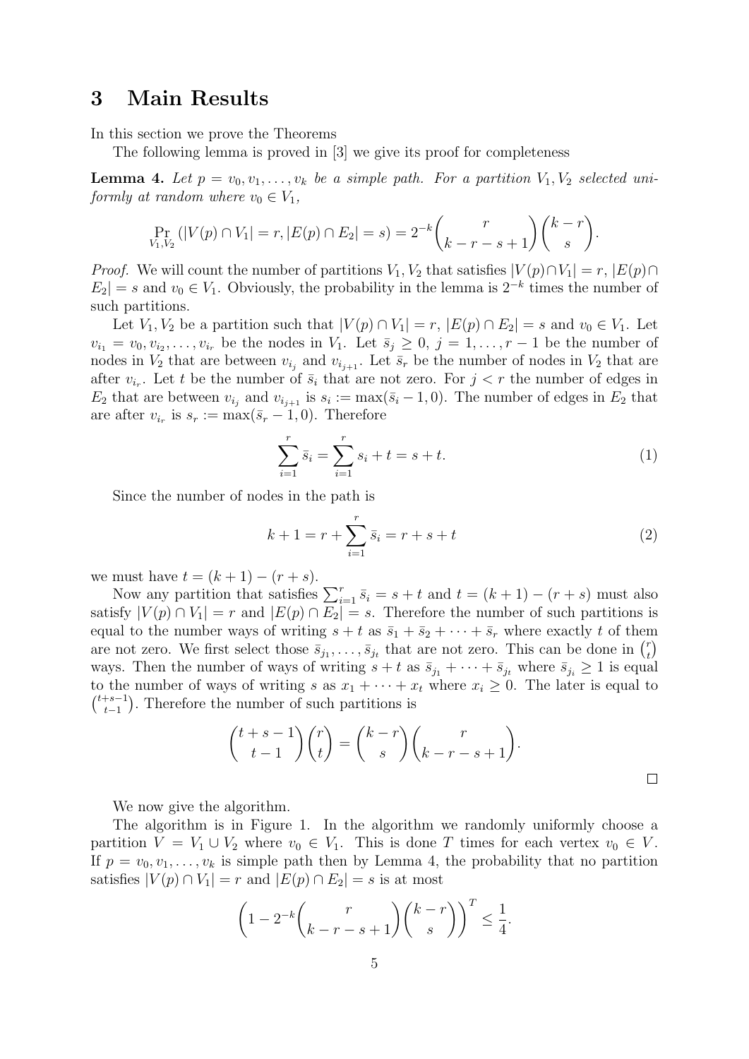## 3 Main Results

In this section we prove the Theorems

The following lemma is proved in [3] we give its proof for completeness

**Lemma 4.** *Let $p = v_0, v_1, \ldots, v_k$ be a simple path. For a partition $V_1, V_2$ selected uniformly at random where $v_0 \in V_1$,*

$$\Pr_{V_1,V_2}(|V(p) \cap V_1| = r, |E(p) \cap E_2| = s) = 2^{-k}\binom{r}{k-r-s+1}\binom{k-r}{s}.$$

*Proof.* We will count the number of partitions $V_1, V_2$ that satisfies $|V(p) \cap V_1| = r$, $|E(p) \cap E_2| = s$ and $v_0 \in V_1$. Obviously, the probability in the lemma is $2^{-k}$ times the number of such partitions.

Let $V_1, V_2$ be a partition such that $|V(p) \cap V_1| = r$, $|E(p) \cap E_2| = s$ and $v_0 \in V_1$. Let $v_{i_1} = v_0, v_{i_2}, \ldots, v_{i_r}$ be the nodes in $V_1$. Let $\bar{s}_j \geq 0$, $j = 1, \ldots, r-1$ be the number of nodes in $V_2$ that are between $v_{i_j}$ and $v_{i_{j+1}}$. Let $\bar{s}_r$ be the number of nodes in $V_2$ that are after $v_{i_r}$. Let $t$ be the number of $\bar{s}_i$ that are not zero. For $j < r$ the number of edges in $E_2$ that are between $v_{i_j}$ and $v_{i_{j+1}}$ is $s_i := \max(\bar{s}_i - 1, 0)$. The number of edges in $E_2$ that are after $v_{i_r}$ is $s_r := \max(\bar{s}_r - 1, 0)$. Therefore

$$\sum_{i=1}^{r} \bar{s}_i = \sum_{i=1}^{r} s_i + t = s + t. \tag{1}$$

Since the number of nodes in the path is

$$k + 1 = r + \sum_{i=1}^{r} \bar{s}_i = r + s + t \tag{2}$$

we must have $t = (k+1) - (r+s)$.

Now any partition that satisfies $\sum_{i=1}^{r} \bar{s}_i = s + t$ and $t = (k+1) - (r+s)$ must also satisfy $|V(p) \cap V_1| = r$ and $|E(p) \cap E_2| = s$. Therefore the number of such partitions is equal to the number ways of writing $s + t$ as $\bar{s}_1 + \bar{s}_2 + \cdots + \bar{s}_r$ where exactly $t$ of them are not zero. We first select those $\bar{s}_{j_1}, \ldots, \bar{s}_{j_t}$ that are not zero. This can be done in $\binom{r}{t}$ ways. Then the number of ways of writing $s + t$ as $\bar{s}_{j_1} + \cdots + \bar{s}_{j_t}$ where $\bar{s}_{j_i} \geq 1$ is equal to the number of ways of writing $s$ as $x_1 + \cdots + x_t$ where $x_i \geq 0$. The later is equal to $\binom{t+s-1}{t-1}$. Therefore the number of such partitions is

$$\binom{t+s-1}{t-1}\binom{r}{t} = \binom{k-r}{s}\binom{r}{k-r-s+1}.$$

□

We now give the algorithm.

The algorithm is in Figure 1. In the algorithm we randomly uniformly choose a partition $V = V_1 \cup V_2$ where $v_0 \in V_1$. This is done $T$ times for each vertex $v_0 \in V$. If $p = v_0, v_1, \ldots, v_k$ is simple path then by Lemma 4, the probability that no partition satisfies $|V(p) \cap V_1| = r$ and $|E(p) \cap E_2| = s$ is at most

$$\left(1 - 2^{-k}\binom{r}{k-r-s+1}\binom{k-r}{s}\right)^{T} \leq \frac{1}{4}.$$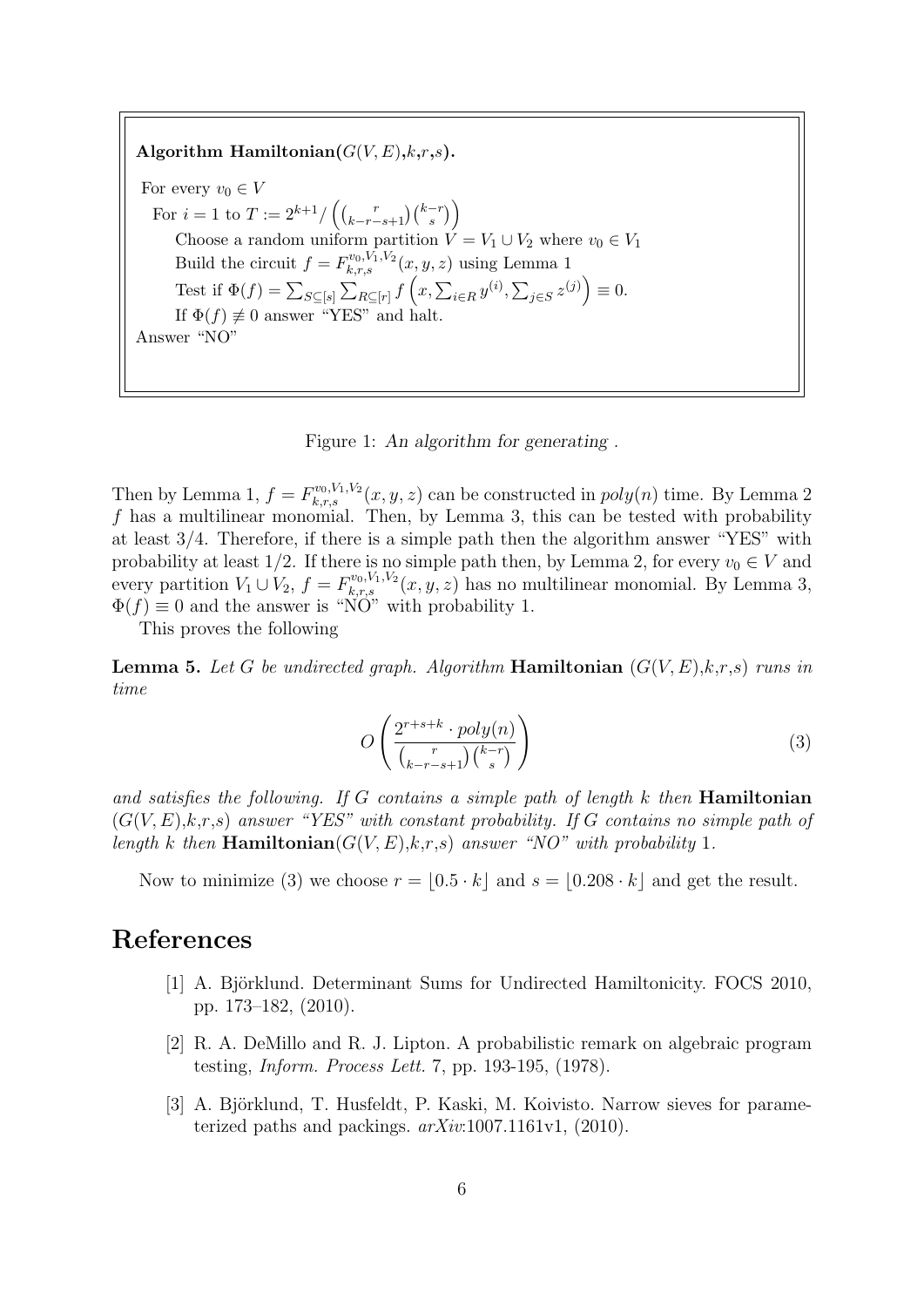**Algorithm Hamiltonian($G(V,E)$,$k$,$r$,$s$).**

For every $v_0 \in V$
  For $i = 1$ to $T := 2^{k+1} / \left( \binom{r}{k-r-s+1} \binom{k-r}{s} \right)$
    Choose a random uniform partition $V = V_1 \cup V_2$ where $v_0 \in V_1$
    Build the circuit $f = F^{v_0,V_1,V_2}_{k,r,s}(x,y,z)$ using Lemma 1
    Test if $\Phi(f) = \sum_{S \subseteq [s]} \sum_{R \subseteq [r]} f\left(x, \sum_{i \in R} y^{(i)}, \sum_{j \in S} z^{(j)}\right) \equiv 0$.
    If $\Phi(f) \not\equiv 0$ answer "YES" and halt.
Answer "NO"

Figure 1: *An algorithm for generating .*

Then by Lemma 1, $f = F^{v_0,V_1,V_2}_{k,r,s}(x,y,z)$ can be constructed in $poly(n)$ time. By Lemma 2 $f$ has a multilinear monomial. Then, by Lemma 3, this can be tested with probability at least 3/4. Therefore, if there is a simple path then the algorithm answer "YES" with probability at least 1/2. If there is no simple path then, by Lemma 2, for every $v_0 \in V$ and every partition $V_1 \cup V_2$, $f = F^{v_0,V_1,V_2}_{k,r,s}(x,y,z)$ has no multilinear monomial. By Lemma 3, $\Phi(f) \equiv 0$ and the answer is "NO" with probability 1.

This proves the following

**Lemma 5.** *Let $G$ be undirected graph. Algorithm* **Hamiltonian** *($G(V,E)$,$k$,$r$,$s$) runs in time*

$$O\left(\frac{2^{r+s+k} \cdot poly(n)}{\binom{r}{k-r-s+1}\binom{k-r}{s}}\right) \tag{3}$$

*and satisfies the following. If $G$ contains a simple path of length $k$ then* **Hamiltonian** *($G(V,E)$,$k$,$r$,$s$) answer "YES" with constant probability. If $G$ contains no simple path of length $k$ then* **Hamiltonian***($G(V,E)$,$k$,$r$,$s$) answer "NO" with probability 1.*

Now to minimize (3) we choose $r = \lfloor 0.5 \cdot k \rfloor$ and $s = \lfloor 0.208 \cdot k \rfloor$ and get the result.

## References

[1] A. Björklund. Determinant Sums for Undirected Hamiltonicity. FOCS 2010, pp. 173–182, (2010).

[2] R. A. DeMillo and R. J. Lipton. A probabilistic remark on algebraic program testing, *Inform. Process Lett.* 7, pp. 193-195, (1978).

[3] A. Björklund, T. Husfeldt, P. Kaski, M. Koivisto. Narrow sieves for parameterized paths and packings. *arXiv*:1007.1161v1, (2010).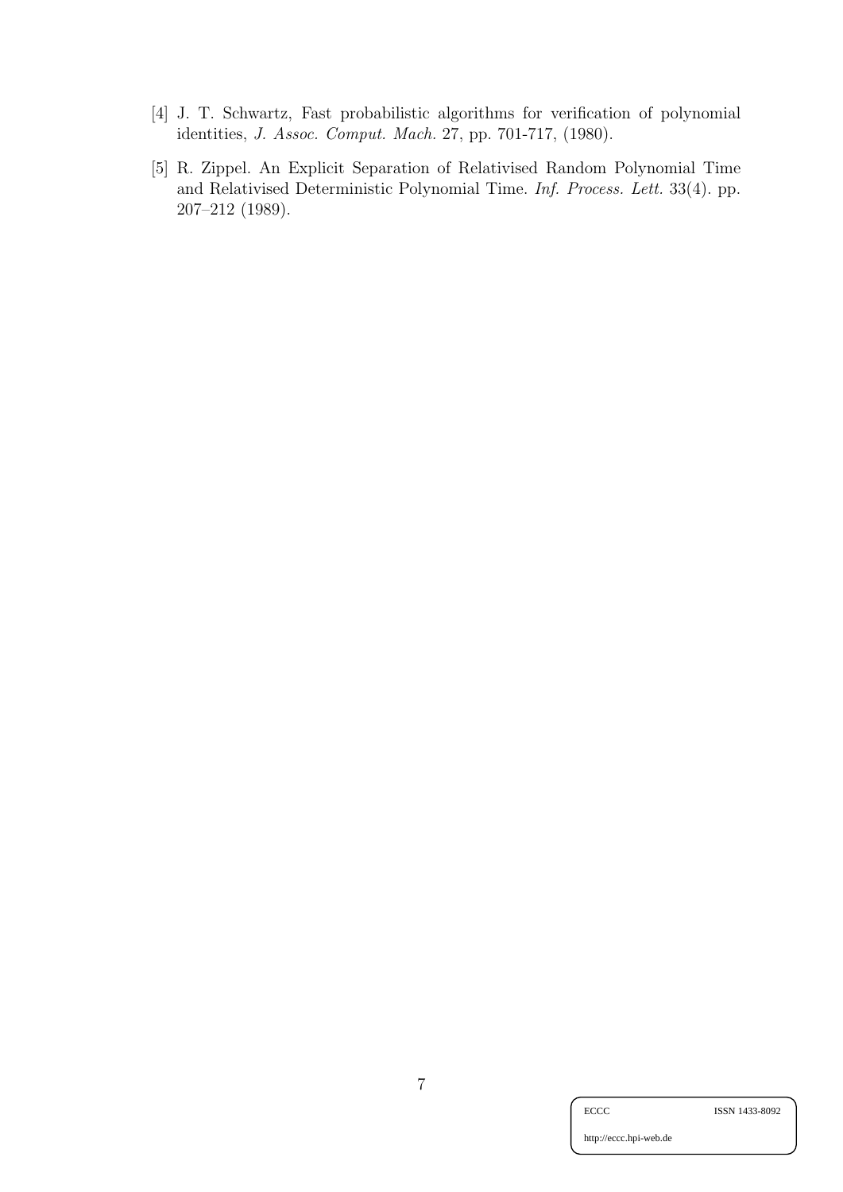[4] J. T. Schwartz, Fast probabilistic algorithms for verification of polynomial identities, *J. Assoc. Comput. Mach.* 27, pp. 701-717, (1980).

[5] R. Zippel. An Explicit Separation of Relativised Random Polynomial Time and Relativised Deterministic Polynomial Time. *Inf. Process. Lett.* 33(4). pp. 207–212 (1989).

ECCC ISSN 1433-8092

http://eccc.hpi-web.de